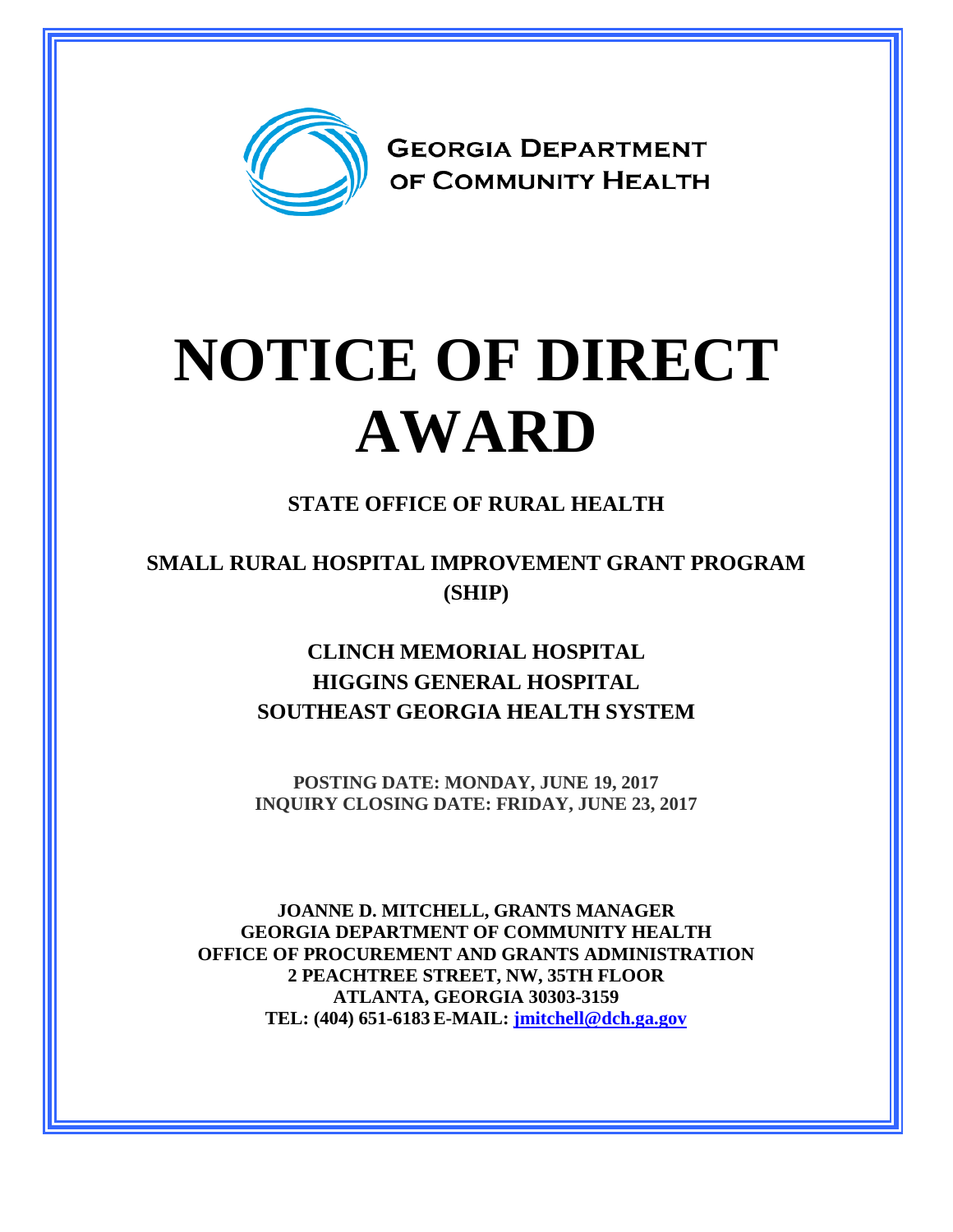GEORGIA DEPARTMENT OF COMMUNITY HEALTH

# NOTICE OF DIRECT AWARD

## STATE OFFICE OF RURAL HEALTH

## SMALL RURAL HOSPITAL IMPROVEMENT GRANT PROGRAM (SHIP)

### CLINCH MEMORIAL HOSPITAL
### HIGGINS GENERAL HOSPITAL
### SOUTHEAST GEORGIA HEALTH SYSTEM

**POSTING DATE: MONDAY, JUNE 19, 2017**
**INQUIRY CLOSING DATE: FRIDAY, JUNE 23, 2017**

**JOANNE D. MITCHELL, GRANTS MANAGER**
**GEORGIA DEPARTMENT OF COMMUNITY HEALTH**
**OFFICE OF PROCUREMENT AND GRANTS ADMINISTRATION**
**2 PEACHTREE STREET, NW, 35TH FLOOR**
**ATLANTA, GEORGIA 30303-3159**
**TEL: (404) 651-6183 E-MAIL: jmitchell@dch.ga.gov**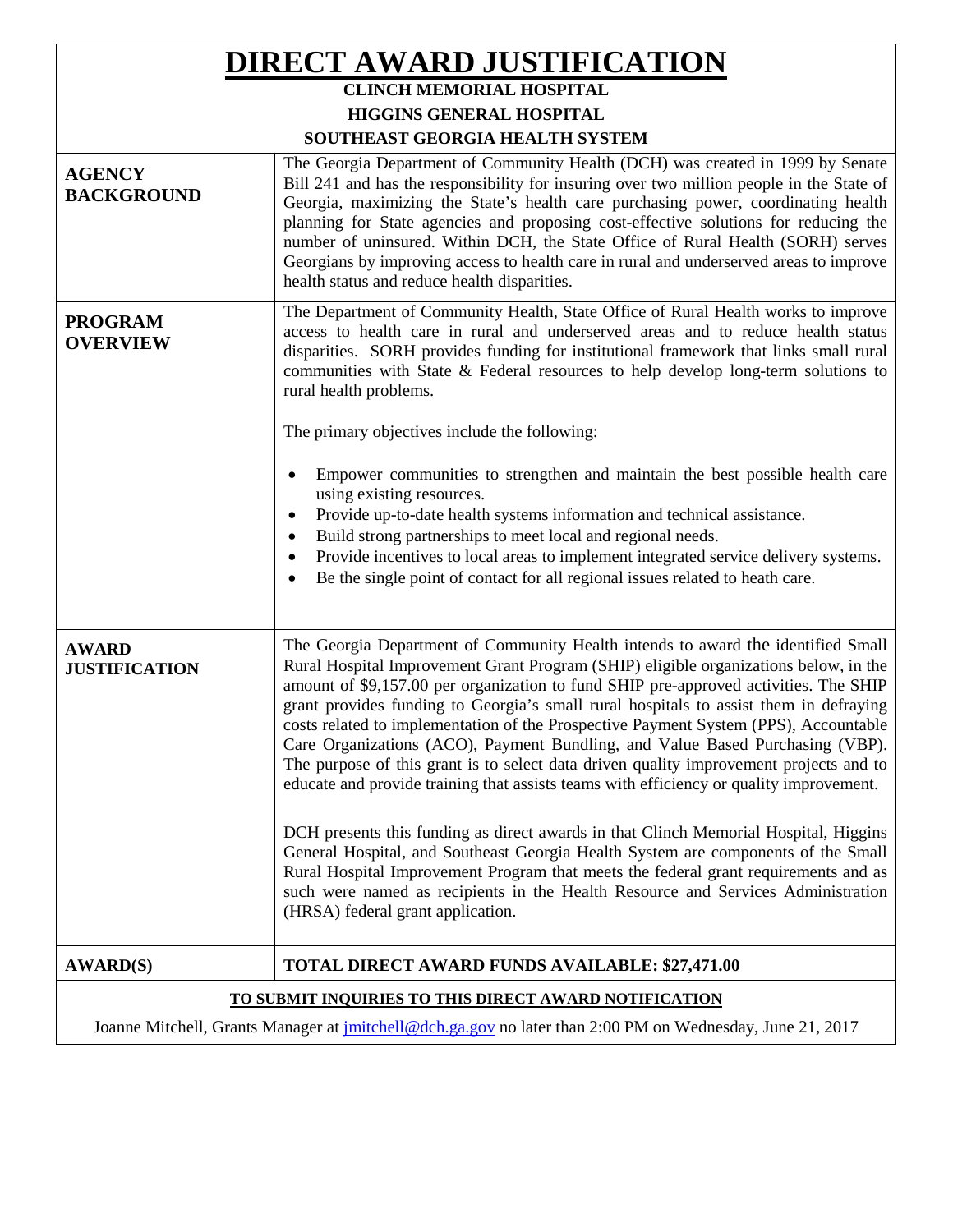# DIRECT AWARD JUSTIFICATION

**CLINCH MEMORIAL HOSPITAL**

**HIGGINS GENERAL HOSPITAL**

**SOUTHEAST GEORGIA HEALTH SYSTEM**

| | |
|---|---|
| **AGENCY BACKGROUND** | The Georgia Department of Community Health (DCH) was created in 1999 by Senate Bill 241 and has the responsibility for insuring over two million people in the State of Georgia, maximizing the State's health care purchasing power, coordinating health planning for State agencies and proposing cost-effective solutions for reducing the number of uninsured. Within DCH, the State Office of Rural Health (SORH) serves Georgians by improving access to health care in rural and underserved areas to improve health status and reduce health disparities. |
| **PROGRAM OVERVIEW** | The Department of Community Health, State Office of Rural Health works to improve access to health care in rural and underserved areas and to reduce health status disparities. SORH provides funding for institutional framework that links small rural communities with State & Federal resources to help develop long-term solutions to rural health problems.<br><br>The primary objectives include the following:<br><br>• Empower communities to strengthen and maintain the best possible health care using existing resources.<br>• Provide up-to-date health systems information and technical assistance.<br>• Build strong partnerships to meet local and regional needs.<br>• Provide incentives to local areas to implement integrated service delivery systems.<br>• Be the single point of contact for all regional issues related to heath care. |
| **AWARD JUSTIFICATION** | The Georgia Department of Community Health intends to award the identified Small Rural Hospital Improvement Grant Program (SHIP) eligible organizations below, in the amount of $9,157.00 per organization to fund SHIP pre-approved activities. The SHIP grant provides funding to Georgia's small rural hospitals to assist them in defraying costs related to implementation of the Prospective Payment System (PPS), Accountable Care Organizations (ACO), Payment Bundling, and Value Based Purchasing (VBP). The purpose of this grant is to select data driven quality improvement projects and to educate and provide training that assists teams with efficiency or quality improvement.<br><br>DCH presents this funding as direct awards in that Clinch Memorial Hospital, Higgins General Hospital, and Southeast Georgia Health System are components of the Small Rural Hospital Improvement Program that meets the federal grant requirements and as such were named as recipients in the Health Resource and Services Administration (HRSA) federal grant application. |
| **AWARD(S)** | **TOTAL DIRECT AWARD FUNDS AVAILABLE: $27,471.00** |

**TO SUBMIT INQUIRIES TO THIS DIRECT AWARD NOTIFICATION**

Joanne Mitchell, Grants Manager at jmitchell@dch.ga.gov no later than 2:00 PM on Wednesday, June 21, 2017